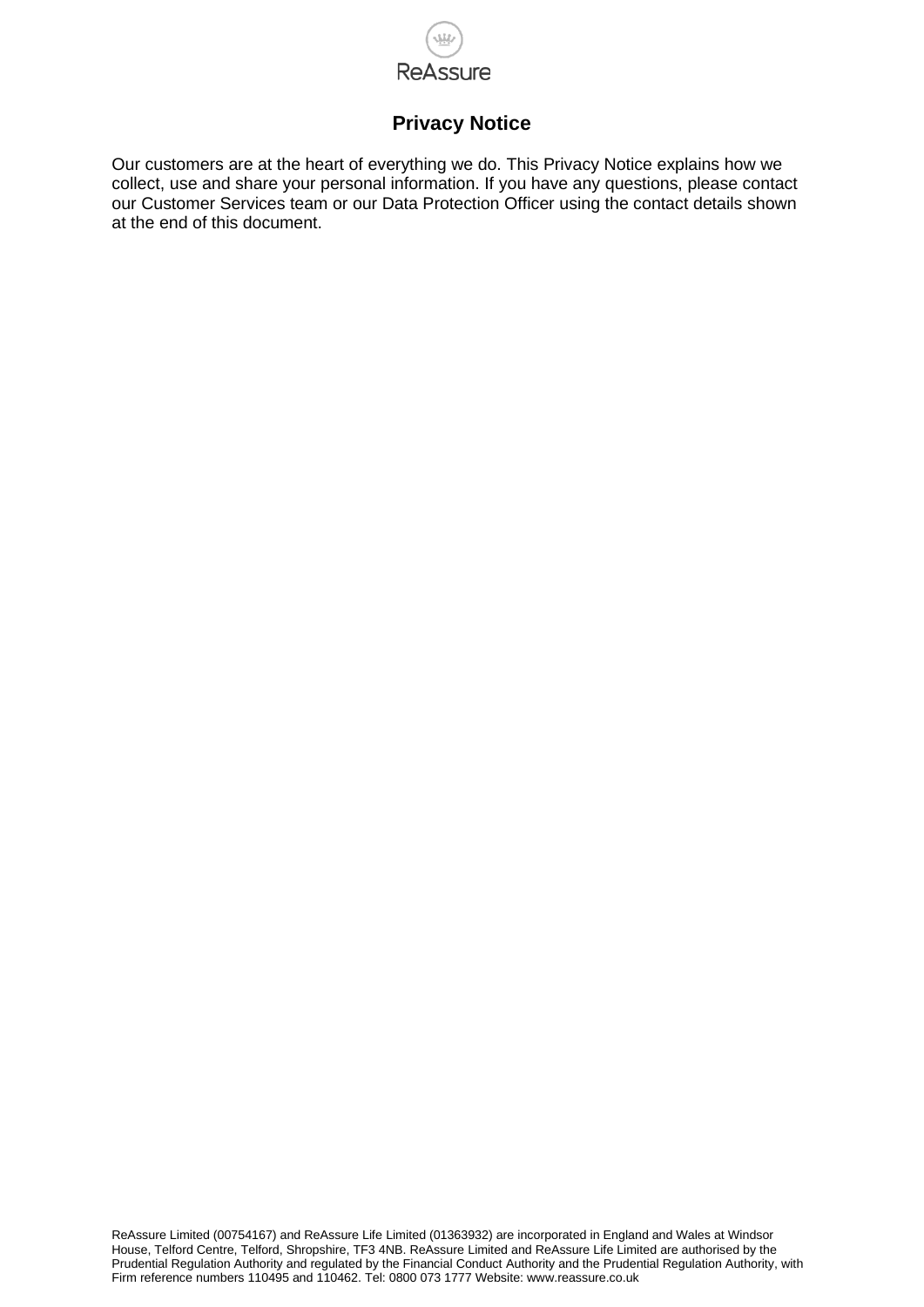# Privacy Notice

Our customers are at the heart of everything we do. This Privacy Notice explains how we collect, use and share your personal information. If you have any questions, please contact our Customer Services team or our Data Protection Officer using the contact details shown at the end of this document.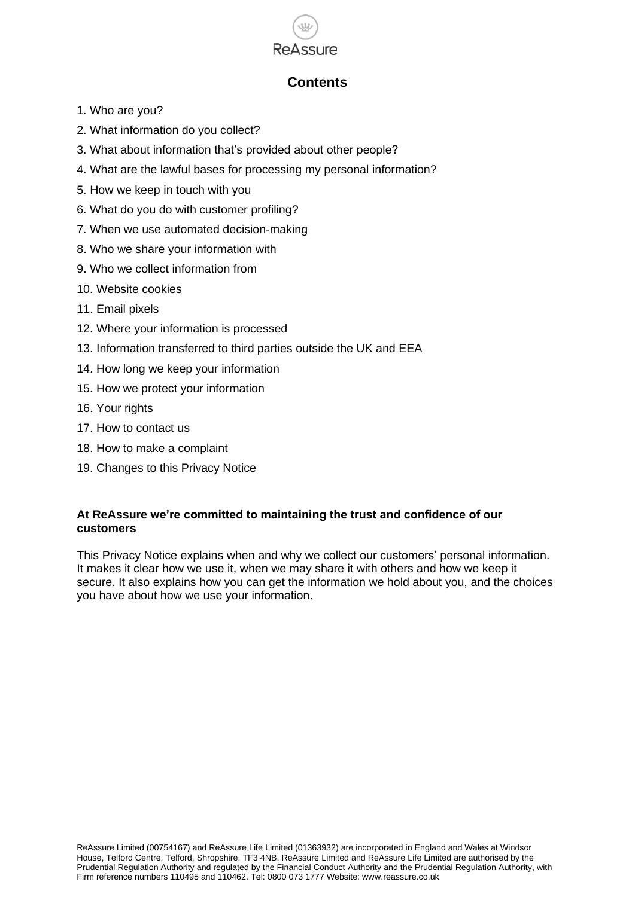## Contents

1. Who are you?
2. What information do you collect?
3. What about information that's provided about other people?
4. What are the lawful bases for processing my personal information?
5. How we keep in touch with you
6. What do you do with customer profiling?
7. When we use automated decision-making
8. Who we share your information with
9. Who we collect information from
10. Website cookies
11. Email pixels
12. Where your information is processed
13. Information transferred to third parties outside the UK and EEA
14. How long we keep your information
15. How we protect your information
16. Your rights
17. How to contact us
18. How to make a complaint
19. Changes to this Privacy Notice

**At ReAssure we're committed to maintaining the trust and confidence of our customers**

This Privacy Notice explains when and why we collect our customers' personal information. It makes it clear how we use it, when we may share it with others and how we keep it secure. It also explains how you can get the information we hold about you, and the choices you have about how we use your information.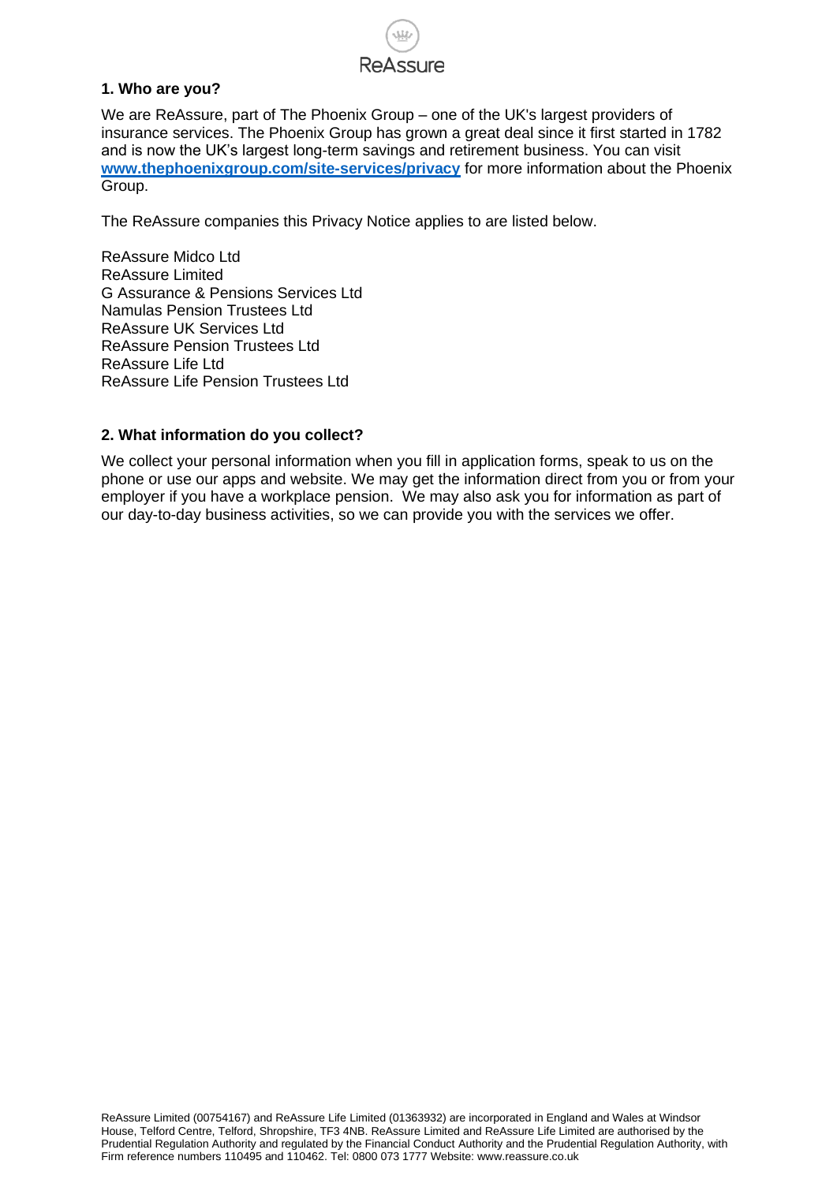## 1. Who are you?

We are ReAssure, part of The Phoenix Group – one of the UK's largest providers of insurance services. The Phoenix Group has grown a great deal since it first started in 1782 and is now the UK's largest long-term savings and retirement business. You can visit **[www.thephoenixgroup.com/site-services/privacy](www.thephoenixgroup.com/site-services/privacy)** for more information about the Phoenix Group.

The ReAssure companies this Privacy Notice applies to are listed below.

ReAssure Midco Ltd
ReAssure Limited
G Assurance & Pensions Services Ltd
Namulas Pension Trustees Ltd
ReAssure UK Services Ltd
ReAssure Pension Trustees Ltd
ReAssure Life Ltd
ReAssure Life Pension Trustees Ltd

## 2. What information do you collect?

We collect your personal information when you fill in application forms, speak to us on the phone or use our apps and website. We may get the information direct from you or from your employer if you have a workplace pension. We may also ask you for information as part of our day-to-day business activities, so we can provide you with the services we offer.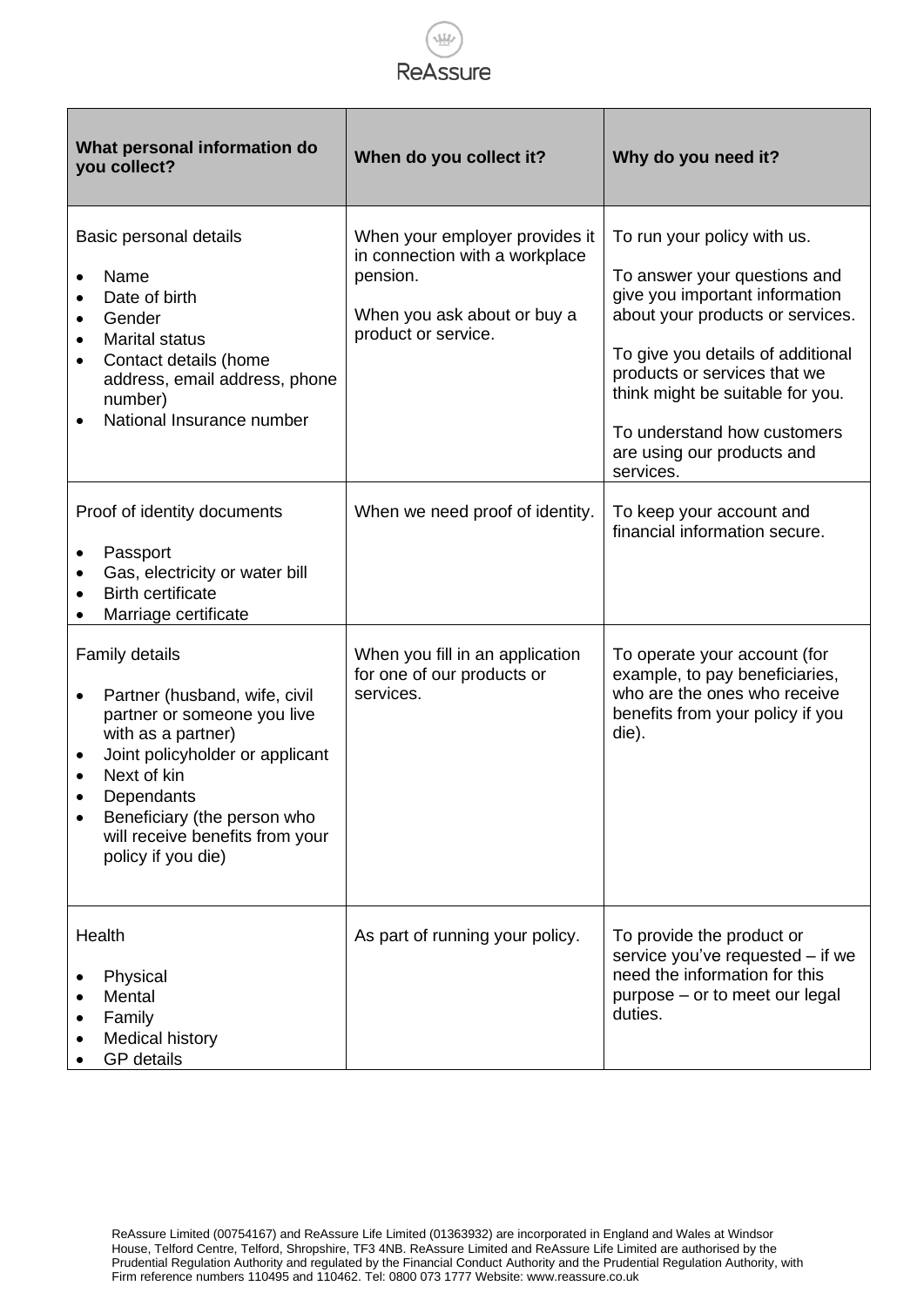| What personal information do you collect? | When do you collect it? | Why do you need it? |
|---|---|---|
| Basic personal details<br>• Name<br>• Date of birth<br>• Gender<br>• Marital status<br>• Contact details (home address, email address, phone number)<br>• National Insurance number | When your employer provides it in connection with a workplace pension.<br><br>When you ask about or buy a product or service. | To run your policy with us.<br><br>To answer your questions and give you important information about your products or services.<br><br>To give you details of additional products or services that we think might be suitable for you.<br><br>To understand how customers are using our products and services. |
| Proof of identity documents<br>• Passport<br>• Gas, electricity or water bill<br>• Birth certificate<br>• Marriage certificate | When we need proof of identity. | To keep your account and financial information secure. |
| Family details<br>• Partner (husband, wife, civil partner or someone you live with as a partner)<br>• Joint policyholder or applicant<br>• Next of kin<br>• Dependants<br>• Beneficiary (the person who will receive benefits from your policy if you die) | When you fill in an application for one of our products or services. | To operate your account (for example, to pay beneficiaries, who are the ones who receive benefits from your policy if you die). |
| Health<br>• Physical<br>• Mental<br>• Family<br>• Medical history<br>• GP details | As part of running your policy. | To provide the product or service you've requested – if we need the information for this purpose – or to meet our legal duties. |

ReAssure Limited (00754167) and ReAssure Life Limited (01363932) are incorporated in England and Wales at Windsor House, Telford Centre, Telford, Shropshire, TF3 4NB. ReAssure Limited and ReAssure Life Limited are authorised by the Prudential Regulation Authority and regulated by the Financial Conduct Authority and the Prudential Regulation Authority, with Firm reference numbers 110495 and 110462. Tel: 0800 073 1777 Website: www.reassure.co.uk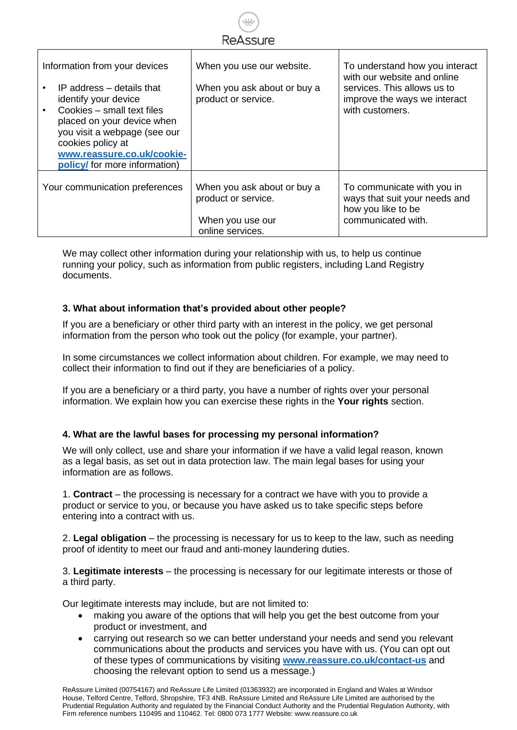| Information from your devices • IP address – details that identify your device • Cookies – small text files placed on your device when you visit a webpage (see our cookies policy at **www.reassure.co.uk/cookie-policy/** for more information) | When you use our website. When you ask about or buy a product or service. | To understand how you interact with our website and online services. This allows us to improve the ways we interact with customers. |
|---|---|---|
| Your communication preferences | When you ask about or buy a product or service. When you use our online services. | To communicate with you in ways that suit your needs and how you like to be communicated with. |

We may collect other information during your relationship with us, to help us continue running your policy, such as information from public registers, including Land Registry documents.

### 3. What about information that's provided about other people?

If you are a beneficiary or other third party with an interest in the policy, we get personal information from the person who took out the policy (for example, your partner).

In some circumstances we collect information about children. For example, we may need to collect their information to find out if they are beneficiaries of a policy.

If you are a beneficiary or a third party, you have a number of rights over your personal information. We explain how you can exercise these rights in the **Your rights** section.

### 4. What are the lawful bases for processing my personal information?

We will only collect, use and share your information if we have a valid legal reason, known as a legal basis, as set out in data protection law. The main legal bases for using your information are as follows.

1. **Contract** – the processing is necessary for a contract we have with you to provide a product or service to you, or because you have asked us to take specific steps before entering into a contract with us.

2. **Legal obligation** – the processing is necessary for us to keep to the law, such as needing proof of identity to meet our fraud and anti-money laundering duties.

3. **Legitimate interests** – the processing is necessary for our legitimate interests or those of a third party.

Our legitimate interests may include, but are not limited to:

- making you aware of the options that will help you get the best outcome from your product or investment, and
- carrying out research so we can better understand your needs and send you relevant communications about the products and services you have with us. (You can opt out of these types of communications by visiting **www.reassure.co.uk/contact-us** and choosing the relevant option to send us a message.)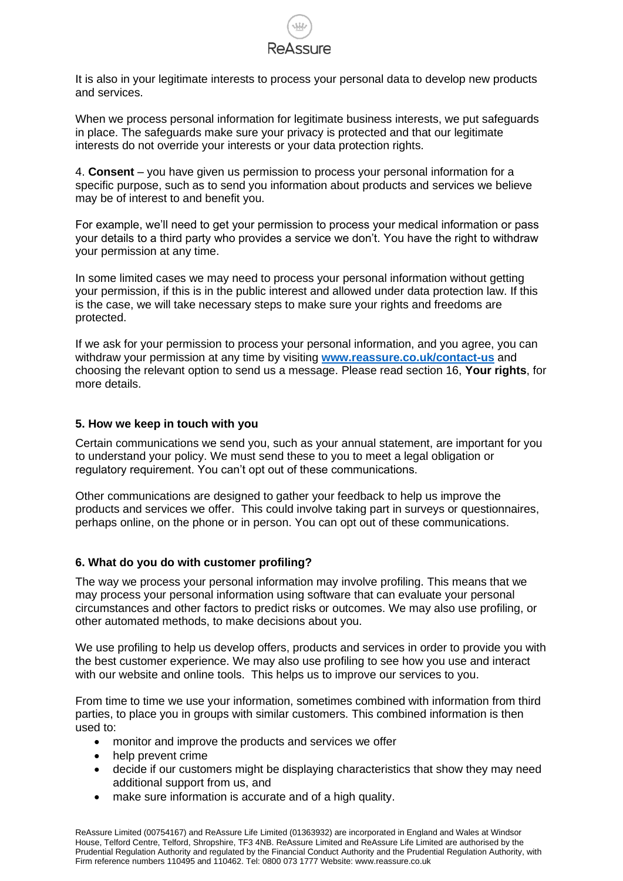It is also in your legitimate interests to process your personal data to develop new products and services.

When we process personal information for legitimate business interests, we put safeguards in place. The safeguards make sure your privacy is protected and that our legitimate interests do not override your interests or your data protection rights.

4. **Consent** – you have given us permission to process your personal information for a specific purpose, such as to send you information about products and services we believe may be of interest to and benefit you.

For example, we'll need to get your permission to process your medical information or pass your details to a third party who provides a service we don't. You have the right to withdraw your permission at any time.

In some limited cases we may need to process your personal information without getting your permission, if this is in the public interest and allowed under data protection law. If this is the case, we will take necessary steps to make sure your rights and freedoms are protected.

If we ask for your permission to process your personal information, and you agree, you can withdraw your permission at any time by visiting **[www.reassure.co.uk/contact-us](http://www.reassure.co.uk/contact-us)** and choosing the relevant option to send us a message. Please read section 16, **Your rights**, for more details.

## 5. How we keep in touch with you

Certain communications we send you, such as your annual statement, are important for you to understand your policy. We must send these to you to meet a legal obligation or regulatory requirement. You can't opt out of these communications.

Other communications are designed to gather your feedback to help us improve the products and services we offer. This could involve taking part in surveys or questionnaires, perhaps online, on the phone or in person. You can opt out of these communications.

## 6. What do you do with customer profiling?

The way we process your personal information may involve profiling. This means that we may process your personal information using software that can evaluate your personal circumstances and other factors to predict risks or outcomes. We may also use profiling, or other automated methods, to make decisions about you.

We use profiling to help us develop offers, products and services in order to provide you with the best customer experience. We may also use profiling to see how you use and interact with our website and online tools. This helps us to improve our services to you.

From time to time we use your information, sometimes combined with information from third parties, to place you in groups with similar customers. This combined information is then used to:

- monitor and improve the products and services we offer
- help prevent crime
- decide if our customers might be displaying characteristics that show they may need additional support from us, and
- make sure information is accurate and of a high quality.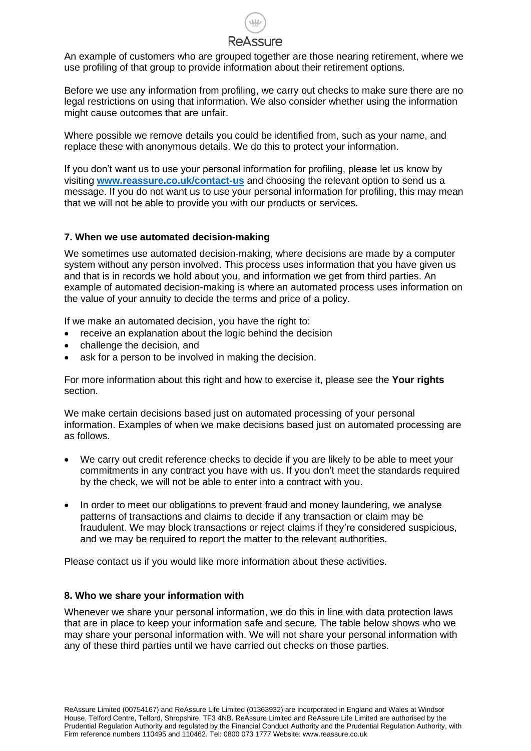An example of customers who are grouped together are those nearing retirement, where we use profiling of that group to provide information about their retirement options.

Before we use any information from profiling, we carry out checks to make sure there are no legal restrictions on using that information. We also consider whether using the information might cause outcomes that are unfair.

Where possible we remove details you could be identified from, such as your name, and replace these with anonymous details. We do this to protect your information.

If you don't want us to use your personal information for profiling, please let us know by visiting **[www.reassure.co.uk/contact-us](http://www.reassure.co.uk/contact-us)** and choosing the relevant option to send us a message. If you do not want us to use your personal information for profiling, this may mean that we will not be able to provide you with our products or services.

### 7. When we use automated decision-making

We sometimes use automated decision-making, where decisions are made by a computer system without any person involved. This process uses information that you have given us and that is in records we hold about you, and information we get from third parties. An example of automated decision-making is where an automated process uses information on the value of your annuity to decide the terms and price of a policy.

If we make an automated decision, you have the right to:

- receive an explanation about the logic behind the decision
- challenge the decision, and
- ask for a person to be involved in making the decision.

For more information about this right and how to exercise it, please see the **Your rights** section.

We make certain decisions based just on automated processing of your personal information. Examples of when we make decisions based just on automated processing are as follows.

- We carry out credit reference checks to decide if you are likely to be able to meet your commitments in any contract you have with us. If you don't meet the standards required by the check, we will not be able to enter into a contract with you.

- In order to meet our obligations to prevent fraud and money laundering, we analyse patterns of transactions and claims to decide if any transaction or claim may be fraudulent. We may block transactions or reject claims if they're considered suspicious, and we may be required to report the matter to the relevant authorities.

Please contact us if you would like more information about these activities.

### 8. Who we share your information with

Whenever we share your personal information, we do this in line with data protection laws that are in place to keep your information safe and secure. The table below shows who we may share your personal information with. We will not share your personal information with any of these third parties until we have carried out checks on those parties.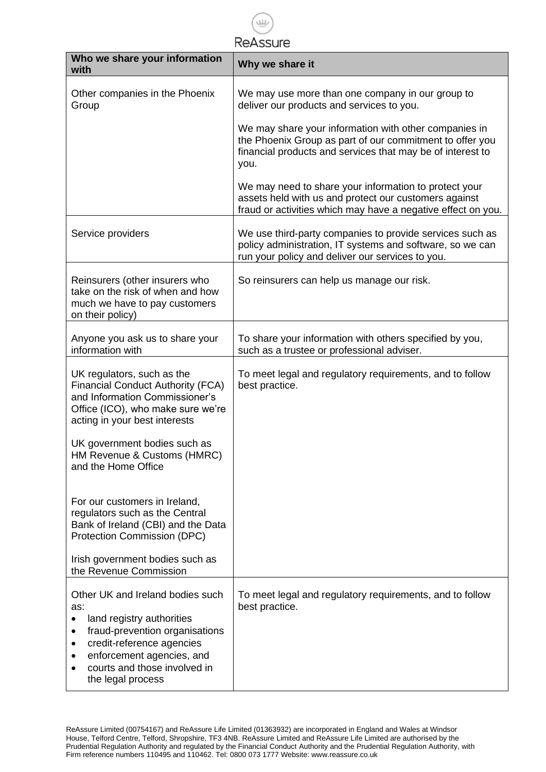| Who we share your information with | Why we share it |
|---|---|
| Other companies in the Phoenix Group | We may use more than one company in our group to deliver our products and services to you.<br><br>We may share your information with other companies in the Phoenix Group as part of our commitment to offer you financial products and services that may be of interest to you.<br><br>We may need to share your information to protect your assets held with us and protect our customers against fraud or activities which may have a negative effect on you. |
| Service providers | We use third-party companies to provide services such as policy administration, IT systems and software, so we can run your policy and deliver our services to you. |
| Reinsurers (other insurers who take on the risk of when and how much we have to pay customers on their policy) | So reinsurers can help us manage our risk. |
| Anyone you ask us to share your information with | To share your information with others specified by you, such as a trustee or professional adviser. |
| UK regulators, such as the Financial Conduct Authority (FCA) and Information Commissioner's Office (ICO), who make sure we're acting in your best interests<br><br>UK government bodies such as HM Revenue & Customs (HMRC) and the Home Office<br><br>For our customers in Ireland, regulators such as the Central Bank of Ireland (CBI) and the Data Protection Commission (DPC)<br><br>Irish government bodies such as the Revenue Commission | To meet legal and regulatory requirements, and to follow best practice. |
| Other UK and Ireland bodies such as:<br>• land registry authorities<br>• fraud-prevention organisations<br>• credit-reference agencies<br>• enforcement agencies, and<br>• courts and those involved in the legal process | To meet legal and regulatory requirements, and to follow best practice. |

ReAssure Limited (00754167) and ReAssure Life Limited (01363932) are incorporated in England and Wales at Windsor House, Telford Centre, Telford, Shropshire, TF3 4NB. ReAssure Limited and ReAssure Life Limited are authorised by the Prudential Regulation Authority and regulated by the Financial Conduct Authority and the Prudential Regulation Authority, with Firm reference numbers 110495 and 110462. Tel: 0800 073 1777 Website: www.reassure.co.uk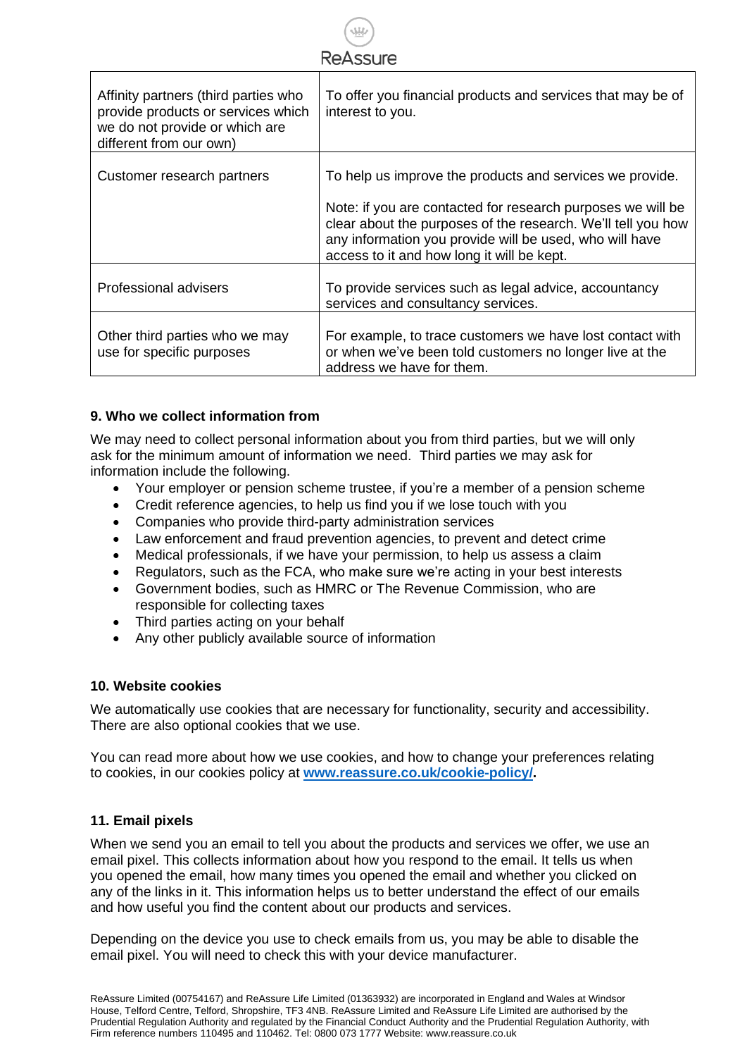| | |
|---|---|
| Affinity partners (third parties who provide products or services which we do not provide or which are different from our own) | To offer you financial products and services that may be of interest to you. |
| Customer research partners | To help us improve the products and services we provide.<br><br>Note: if you are contacted for research purposes we will be clear about the purposes of the research. We'll tell you how any information you provide will be used, who will have access to it and how long it will be kept. |
| Professional advisers | To provide services such as legal advice, accountancy services and consultancy services. |
| Other third parties who we may use for specific purposes | For example, to trace customers we have lost contact with or when we've been told customers no longer live at the address we have for them. |

## 9. Who we collect information from

We may need to collect personal information about you from third parties, but we will only ask for the minimum amount of information we need. Third parties we may ask for information include the following.

- Your employer or pension scheme trustee, if you're a member of a pension scheme
- Credit reference agencies, to help us find you if we lose touch with you
- Companies who provide third-party administration services
- Law enforcement and fraud prevention agencies, to prevent and detect crime
- Medical professionals, if we have your permission, to help us assess a claim
- Regulators, such as the FCA, who make sure we're acting in your best interests
- Government bodies, such as HMRC or The Revenue Commission, who are responsible for collecting taxes
- Third parties acting on your behalf
- Any other publicly available source of information

## 10. Website cookies

We automatically use cookies that are necessary for functionality, security and accessibility. There are also optional cookies that we use.

You can read more about how we use cookies, and how to change your preferences relating to cookies, in our cookies policy at **www.reassure.co.uk/cookie-policy/.**

## 11. Email pixels

When we send you an email to tell you about the products and services we offer, we use an email pixel. This collects information about how you respond to the email. It tells us when you opened the email, how many times you opened the email and whether you clicked on any of the links in it. This information helps us to better understand the effect of our emails and how useful you find the content about our products and services.

Depending on the device you use to check emails from us, you may be able to disable the email pixel. You will need to check this with your device manufacturer.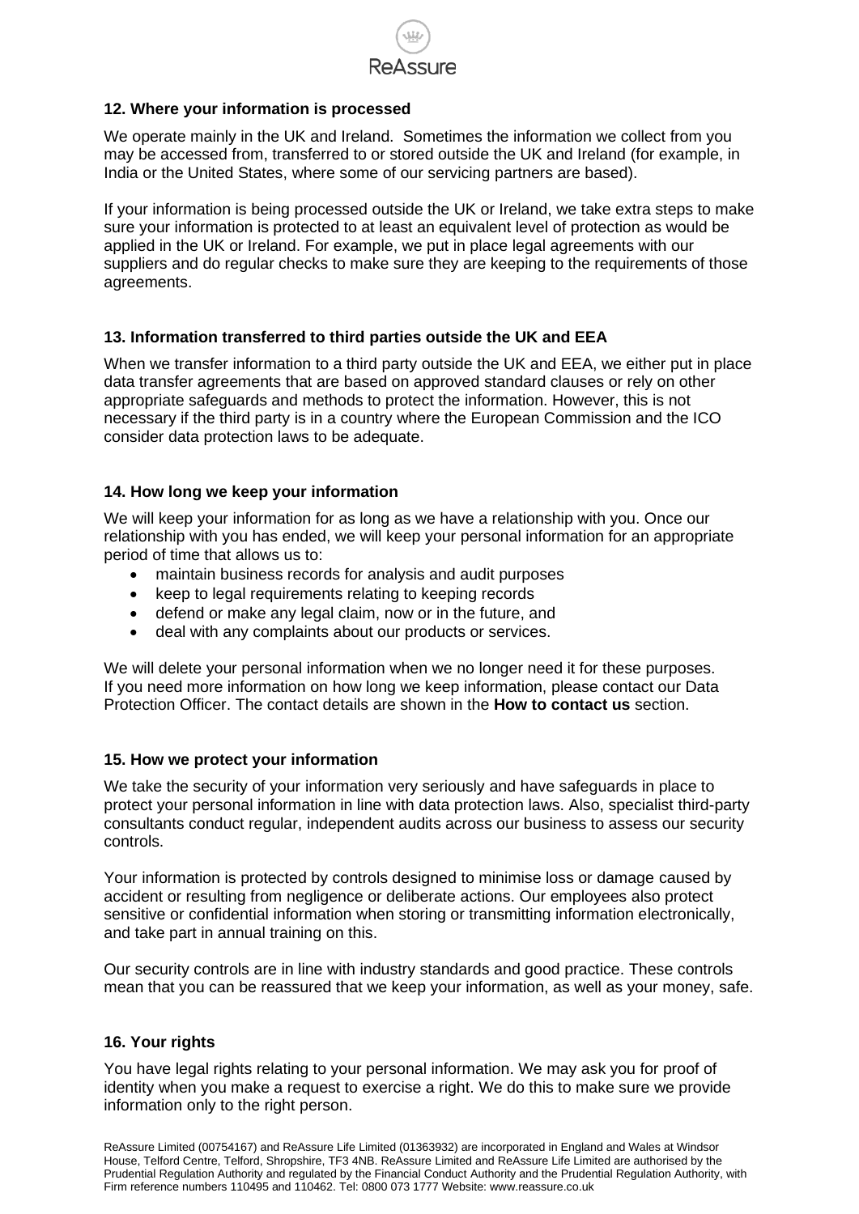## 12. Where your information is processed

We operate mainly in the UK and Ireland. Sometimes the information we collect from you may be accessed from, transferred to or stored outside the UK and Ireland (for example, in India or the United States, where some of our servicing partners are based).

If your information is being processed outside the UK or Ireland, we take extra steps to make sure your information is protected to at least an equivalent level of protection as would be applied in the UK or Ireland. For example, we put in place legal agreements with our suppliers and do regular checks to make sure they are keeping to the requirements of those agreements.

## 13. Information transferred to third parties outside the UK and EEA

When we transfer information to a third party outside the UK and EEA, we either put in place data transfer agreements that are based on approved standard clauses or rely on other appropriate safeguards and methods to protect the information. However, this is not necessary if the third party is in a country where the European Commission and the ICO consider data protection laws to be adequate.

## 14. How long we keep your information

We will keep your information for as long as we have a relationship with you. Once our relationship with you has ended, we will keep your personal information for an appropriate period of time that allows us to:

- maintain business records for analysis and audit purposes
- keep to legal requirements relating to keeping records
- defend or make any legal claim, now or in the future, and
- deal with any complaints about our products or services.

We will delete your personal information when we no longer need it for these purposes. If you need more information on how long we keep information, please contact our Data Protection Officer. The contact details are shown in the **How to contact us** section.

## 15. How we protect your information

We take the security of your information very seriously and have safeguards in place to protect your personal information in line with data protection laws. Also, specialist third-party consultants conduct regular, independent audits across our business to assess our security controls.

Your information is protected by controls designed to minimise loss or damage caused by accident or resulting from negligence or deliberate actions. Our employees also protect sensitive or confidential information when storing or transmitting information electronically, and take part in annual training on this.

Our security controls are in line with industry standards and good practice. These controls mean that you can be reassured that we keep your information, as well as your money, safe.

## 16. Your rights

You have legal rights relating to your personal information. We may ask you for proof of identity when you make a request to exercise a right. We do this to make sure we provide information only to the right person.

ReAssure Limited (00754167) and ReAssure Life Limited (01363932) are incorporated in England and Wales at Windsor House, Telford Centre, Telford, Shropshire, TF3 4NB. ReAssure Limited and ReAssure Life Limited are authorised by the Prudential Regulation Authority and regulated by the Financial Conduct Authority and the Prudential Regulation Authority, with Firm reference numbers 110495 and 110462. Tel: 0800 073 1777 Website: www.reassure.co.uk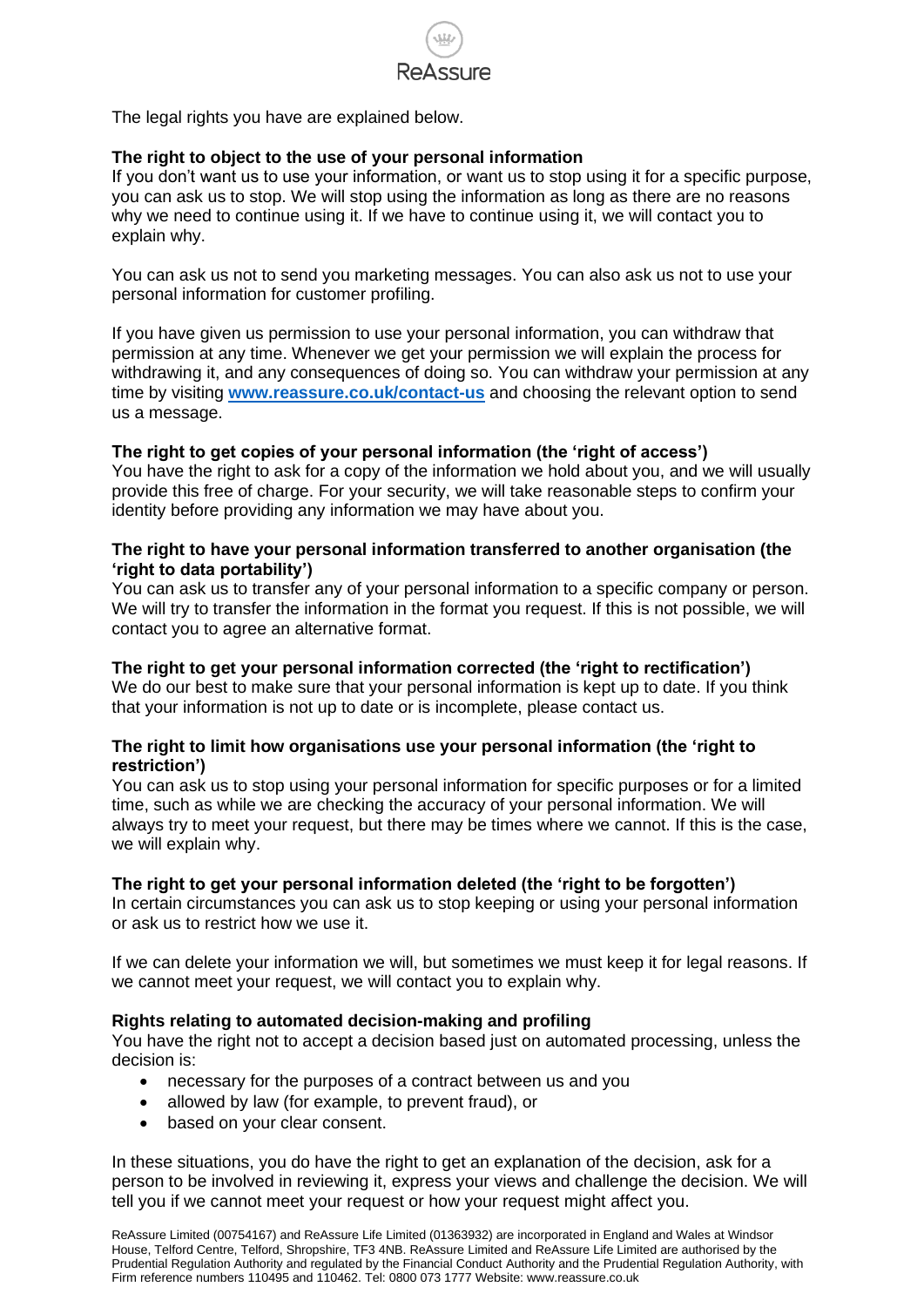The legal rights you have are explained below.

**The right to object to the use of your personal information**
If you don't want us to use your information, or want us to stop using it for a specific purpose, you can ask us to stop. We will stop using the information as long as there are no reasons why we need to continue using it. If we have to continue using it, we will contact you to explain why.

You can ask us not to send you marketing messages. You can also ask us not to use your personal information for customer profiling.

If you have given us permission to use your personal information, you can withdraw that permission at any time. Whenever we get your permission we will explain the process for withdrawing it, and any consequences of doing so. You can withdraw your permission at any time by visiting **www.reassure.co.uk/contact-us** and choosing the relevant option to send us a message.

**The right to get copies of your personal information (the 'right of access')**
You have the right to ask for a copy of the information we hold about you, and we will usually provide this free of charge. For your security, we will take reasonable steps to confirm your identity before providing any information we may have about you.

**The right to have your personal information transferred to another organisation (the 'right to data portability')**
You can ask us to transfer any of your personal information to a specific company or person. We will try to transfer the information in the format you request. If this is not possible, we will contact you to agree an alternative format.

**The right to get your personal information corrected (the 'right to rectification')**
We do our best to make sure that your personal information is kept up to date. If you think that your information is not up to date or is incomplete, please contact us.

**The right to limit how organisations use your personal information (the 'right to restriction')**
You can ask us to stop using your personal information for specific purposes or for a limited time, such as while we are checking the accuracy of your personal information. We will always try to meet your request, but there may be times where we cannot. If this is the case, we will explain why.

**The right to get your personal information deleted (the 'right to be forgotten')**
In certain circumstances you can ask us to stop keeping or using your personal information or ask us to restrict how we use it.

If we can delete your information we will, but sometimes we must keep it for legal reasons. If we cannot meet your request, we will contact you to explain why.

**Rights relating to automated decision-making and profiling**
You have the right not to accept a decision based just on automated processing, unless the decision is:

- necessary for the purposes of a contract between us and you
- allowed by law (for example, to prevent fraud), or
- based on your clear consent.

In these situations, you do have the right to get an explanation of the decision, ask for a person to be involved in reviewing it, express your views and challenge the decision. We will tell you if we cannot meet your request or how your request might affect you.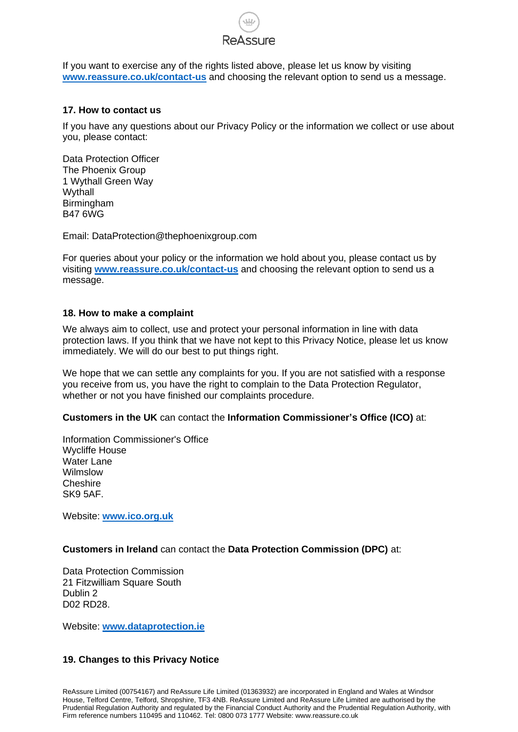If you want to exercise any of the rights listed above, please let us know by visiting **[www.reassure.co.uk/contact-us](http://www.reassure.co.uk/contact-us)** and choosing the relevant option to send us a message.

### 17. How to contact us

If you have any questions about our Privacy Policy or the information we collect or use about you, please contact:

Data Protection Officer
The Phoenix Group
1 Wythall Green Way
Wythall
Birmingham
B47 6WG

Email: DataProtection@thephoenixgroup.com

For queries about your policy or the information we hold about you, please contact us by visiting **[www.reassure.co.uk/contact-us](http://www.reassure.co.uk/contact-us)** and choosing the relevant option to send us a message.

### 18. How to make a complaint

We always aim to collect, use and protect your personal information in line with data protection laws. If you think that we have not kept to this Privacy Notice, please let us know immediately. We will do our best to put things right.

We hope that we can settle any complaints for you. If you are not satisfied with a response you receive from us, you have the right to complain to the Data Protection Regulator, whether or not you have finished our complaints procedure.

**Customers in the UK** can contact the **Information Commissioner's Office (ICO)** at:

Information Commissioner's Office
Wycliffe House
Water Lane
Wilmslow
Cheshire
SK9 5AF.

Website: **[www.ico.org.uk](http://www.ico.org.uk)**

**Customers in Ireland** can contact the **Data Protection Commission (DPC)** at:

Data Protection Commission
21 Fitzwilliam Square South
Dublin 2
D02 RD28.

Website: **[www.dataprotection.ie](http://www.dataprotection.ie)**

### 19. Changes to this Privacy Notice

ReAssure Limited (00754167) and ReAssure Life Limited (01363932) are incorporated in England and Wales at Windsor House, Telford Centre, Telford, Shropshire, TF3 4NB. ReAssure Limited and ReAssure Life Limited are authorised by the Prudential Regulation Authority and regulated by the Financial Conduct Authority and the Prudential Regulation Authority, with Firm reference numbers 110495 and 110462. Tel: 0800 073 1777 Website: www.reassure.co.uk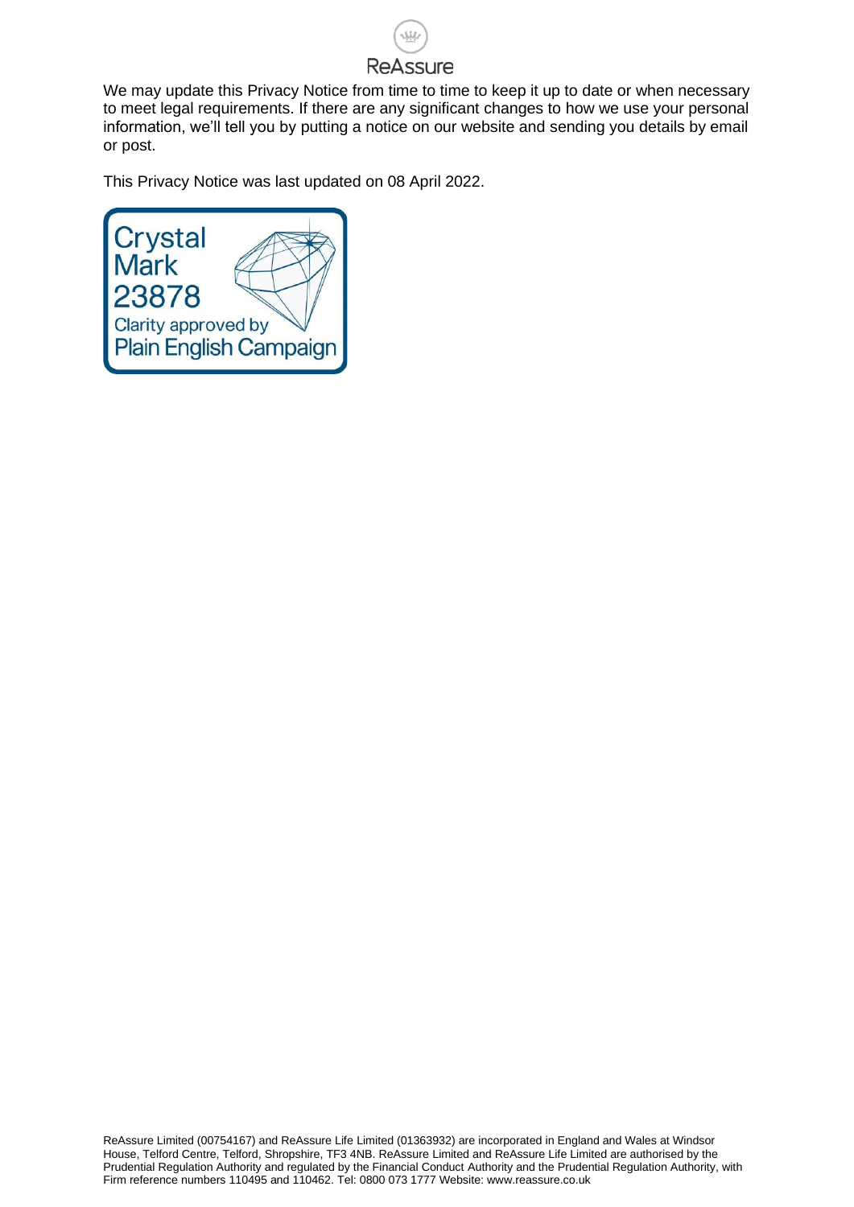We may update this Privacy Notice from time to time to keep it up to date or when necessary to meet legal requirements. If there are any significant changes to how we use your personal information, we'll tell you by putting a notice on our website and sending you details by email or post.

This Privacy Notice was last updated on 08 April 2022.

Crystal Mark 23878
Clarity approved by Plain English Campaign

ReAssure Limited (00754167) and ReAssure Life Limited (01363932) are incorporated in England and Wales at Windsor House, Telford Centre, Telford, Shropshire, TF3 4NB. ReAssure Limited and ReAssure Life Limited are authorised by the Prudential Regulation Authority and regulated by the Financial Conduct Authority and the Prudential Regulation Authority, with Firm reference numbers 110495 and 110462. Tel: 0800 073 1777 Website: www.reassure.co.uk